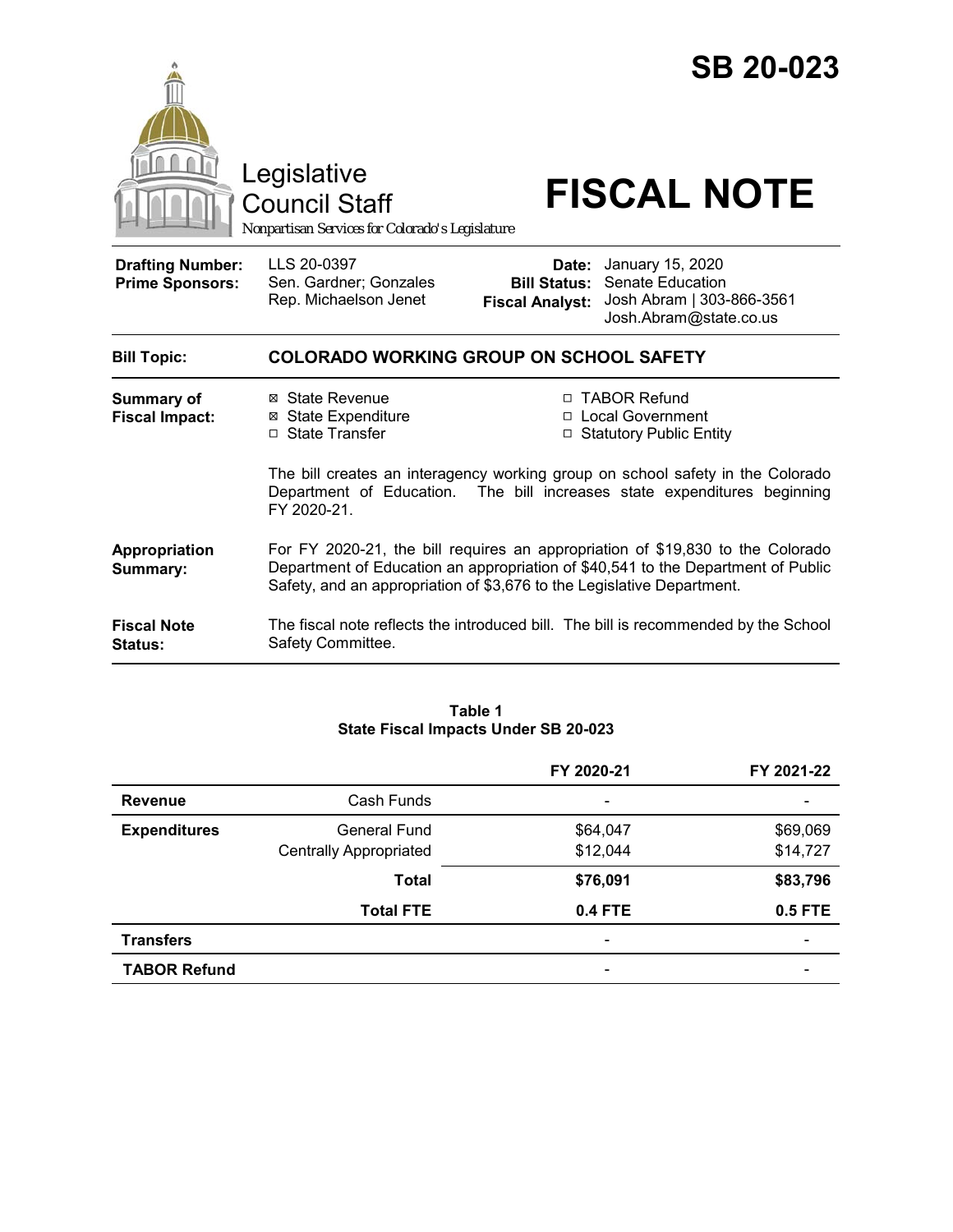# SB 20-023

Legislative Council Staff

*Nonpartisan Services for Colorado's Legislature*

# FISCAL NOTE

| | | | |
|---|---|---|---|
| **Drafting Number:** | LLS 20-0397 | **Date:** | January 15, 2020 |
| **Prime Sponsors:** | Sen. Gardner; Gonzales<br>Rep. Michaelson Jenet | **Bill Status:** | Senate Education |
| | | **Fiscal Analyst:** | Josh Abram \| 303-866-3561<br>Josh.Abram@state.co.us |

| | |
|---|---|
| **Bill Topic:** | **COLORADO WORKING GROUP ON SCHOOL SAFETY** |
| **Summary of Fiscal Impact:** | ☒ State Revenue<br>☒ State Expenditure<br>☐ State Transfer<br>☐ TABOR Refund<br>☐ Local Government<br>☐ Statutory Public Entity<br><br>The bill creates an interagency working group on school safety in the Colorado Department of Education. The bill increases state expenditures beginning FY 2020-21. |
| **Appropriation Summary:** | For FY 2020-21, the bill requires an appropriation of $19,830 to the Colorado Department of Education an appropriation of $40,541 to the Department of Public Safety, and an appropriation of $3,676 to the Legislative Department. |
| **Fiscal Note Status:** | The fiscal note reflects the introduced bill. The bill is recommended by the School Safety Committee. |

**Table 1**
**State Fiscal Impacts Under SB 20-023**

| | | FY 2020-21 | FY 2021-22 |
|---|---|---|---|
| **Revenue** | Cash Funds | - | - |
| **Expenditures** | General Fund | $64,047 | $69,069 |
| | Centrally Appropriated | $12,044 | $14,727 |
| | **Total** | **$76,091** | **$83,796** |
| | **Total FTE** | **0.4 FTE** | **0.5 FTE** |
| **Transfers** | | - | - |
| **TABOR Refund** | | - | - |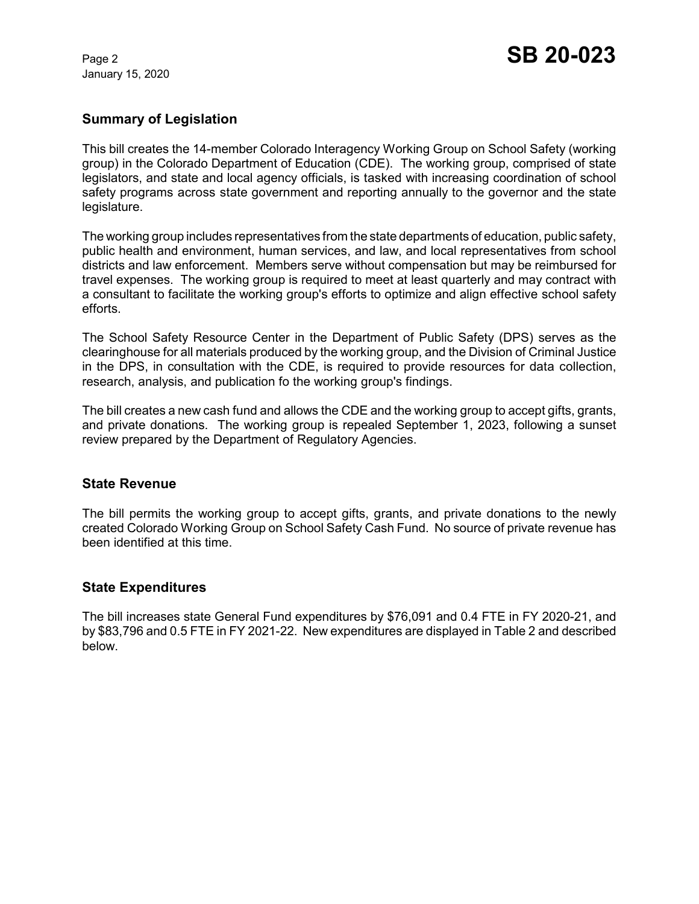## Summary of Legislation

This bill creates the 14-member Colorado Interagency Working Group on School Safety (working group) in the Colorado Department of Education (CDE). The working group, comprised of state legislators, and state and local agency officials, is tasked with increasing coordination of school safety programs across state government and reporting annually to the governor and the state legislature.

The working group includes representatives from the state departments of education, public safety, public health and environment, human services, and law, and local representatives from school districts and law enforcement. Members serve without compensation but may be reimbursed for travel expenses. The working group is required to meet at least quarterly and may contract with a consultant to facilitate the working group's efforts to optimize and align effective school safety efforts.

The School Safety Resource Center in the Department of Public Safety (DPS) serves as the clearinghouse for all materials produced by the working group, and the Division of Criminal Justice in the DPS, in consultation with the CDE, is required to provide resources for data collection, research, analysis, and publication fo the working group's findings.

The bill creates a new cash fund and allows the CDE and the working group to accept gifts, grants, and private donations. The working group is repealed September 1, 2023, following a sunset review prepared by the Department of Regulatory Agencies.

## State Revenue

The bill permits the working group to accept gifts, grants, and private donations to the newly created Colorado Working Group on School Safety Cash Fund. No source of private revenue has been identified at this time.

## State Expenditures

The bill increases state General Fund expenditures by $76,091 and 0.4 FTE in FY 2020-21, and by $83,796 and 0.5 FTE in FY 2021-22. New expenditures are displayed in Table 2 and described below.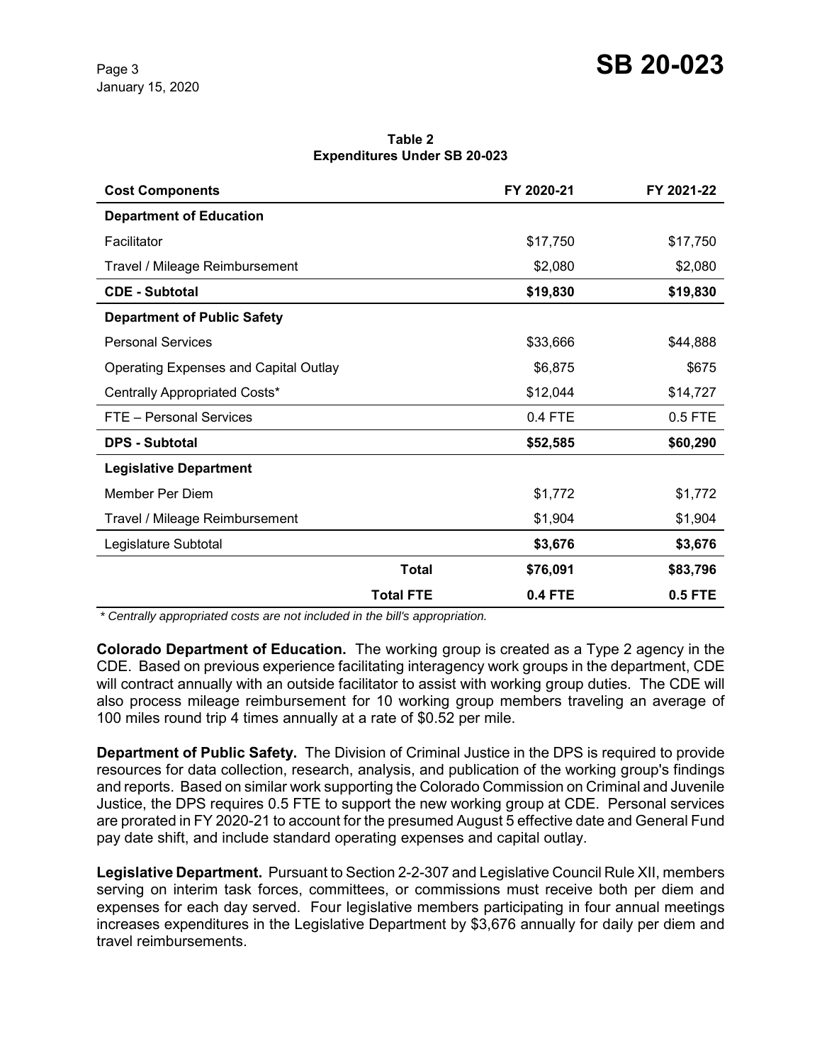**Table 2**
**Expenditures Under SB 20-023**

| Cost Components | | FY 2020-21 | FY 2021-22 |
|---|---|---|---|
| **Department of Education** | | | |
| Facilitator | | $17,750 | $17,750 |
| Travel / Mileage Reimbursement | | $2,080 | $2,080 |
| **CDE - Subtotal** | | **$19,830** | **$19,830** |
| **Department of Public Safety** | | | |
| Personal Services | | $33,666 | $44,888 |
| Operating Expenses and Capital Outlay | | $6,875 | $675 |
| Centrally Appropriated Costs* | | $12,044 | $14,727 |
| FTE – Personal Services | | 0.4 FTE | 0.5 FTE |
| **DPS - Subtotal** | | **$52,585** | **$60,290** |
| **Legislative Department** | | | |
| Member Per Diem | | $1,772 | $1,772 |
| Travel / Mileage Reimbursement | | $1,904 | $1,904 |
| Legislature Subtotal | | **$3,676** | **$3,676** |
| | **Total** | **$76,091** | **$83,796** |
| | **Total FTE** | **0.4 FTE** | **0.5 FTE** |

*\* Centrally appropriated costs are not included in the bill's appropriation.*

**Colorado Department of Education.** The working group is created as a Type 2 agency in the CDE. Based on previous experience facilitating interagency work groups in the department, CDE will contract annually with an outside facilitator to assist with working group duties. The CDE will also process mileage reimbursement for 10 working group members traveling an average of 100 miles round trip 4 times annually at a rate of $0.52 per mile.

**Department of Public Safety.** The Division of Criminal Justice in the DPS is required to provide resources for data collection, research, analysis, and publication of the working group's findings and reports. Based on similar work supporting the Colorado Commission on Criminal and Juvenile Justice, the DPS requires 0.5 FTE to support the new working group at CDE. Personal services are prorated in FY 2020-21 to account for the presumed August 5 effective date and General Fund pay date shift, and include standard operating expenses and capital outlay.

**Legislative Department.** Pursuant to Section 2-2-307 and Legislative Council Rule XII, members serving on interim task forces, committees, or commissions must receive both per diem and expenses for each day served. Four legislative members participating in four annual meetings increases expenditures in the Legislative Department by $3,676 annually for daily per diem and travel reimbursements.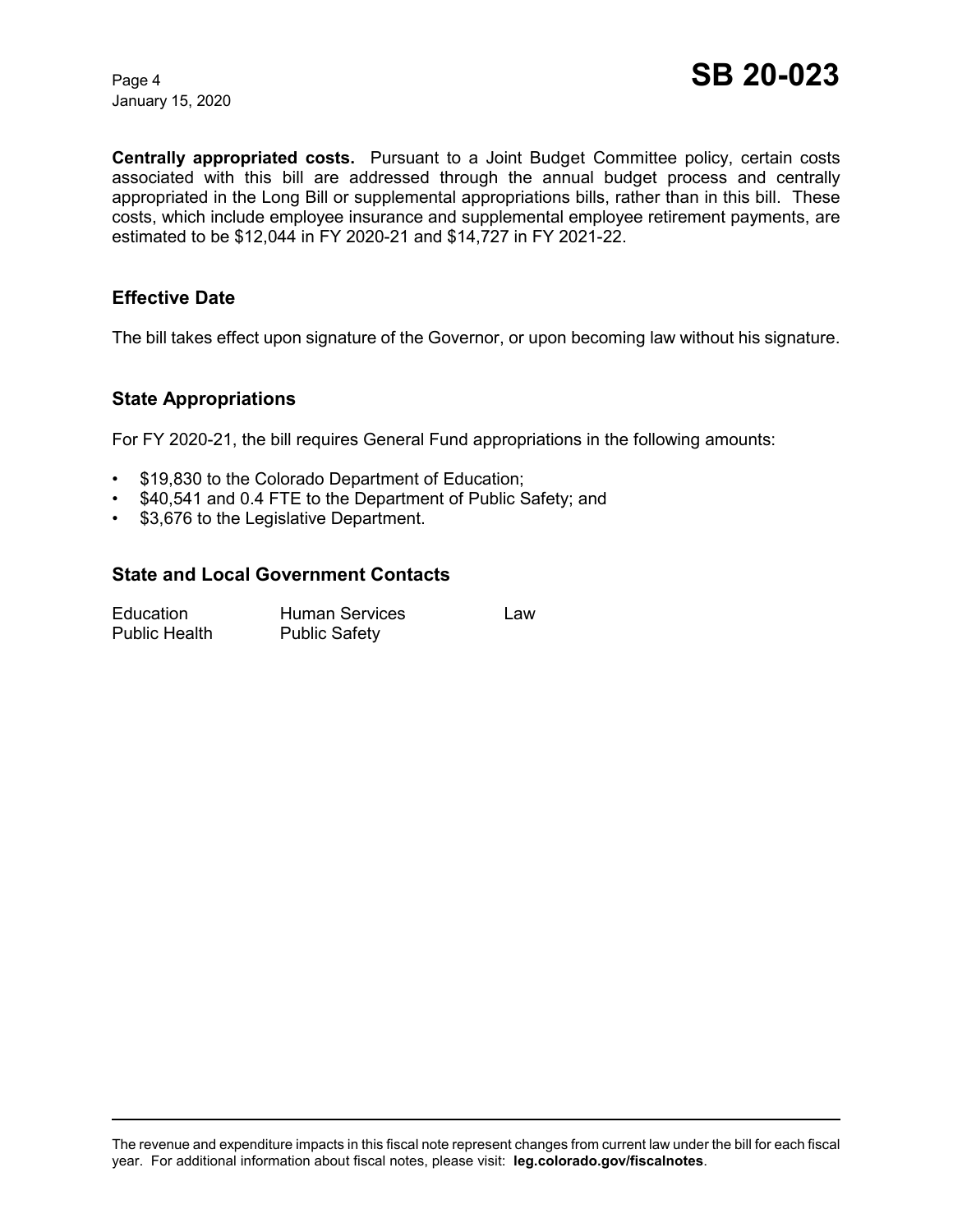**Centrally appropriated costs.** Pursuant to a Joint Budget Committee policy, certain costs associated with this bill are addressed through the annual budget process and centrally appropriated in the Long Bill or supplemental appropriations bills, rather than in this bill. These costs, which include employee insurance and supplemental employee retirement payments, are estimated to be $12,044 in FY 2020-21 and $14,727 in FY 2021-22.

## Effective Date

The bill takes effect upon signature of the Governor, or upon becoming law without his signature.

## State Appropriations

For FY 2020-21, the bill requires General Fund appropriations in the following amounts:

- $19,830 to the Colorado Department of Education;
- $40,541 and 0.4 FTE to the Department of Public Safety; and
- $3,676 to the Legislative Department.

## State and Local Government Contacts

| | | |
|---|---|---|
| Education | Human Services | Law |
| Public Health | Public Safety | |

The revenue and expenditure impacts in this fiscal note represent changes from current law under the bill for each fiscal year. For additional information about fiscal notes, please visit: **leg.colorado.gov/fiscalnotes**.